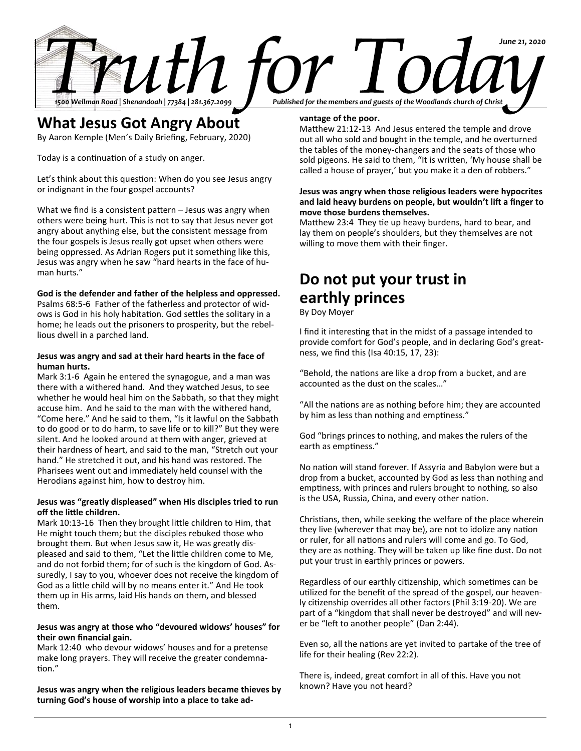# Truth for Today

*June 21, 2020*

*1500 Wellman Road | Shenandoah | 77384 | 281.367.2099*

*Published for the members and guests of the Woodlands church of Christ*

## What Jesus Got Angry About

By Aaron Kemple (Men's Daily Briefing, February, 2020)

Today is a continuation of a study on anger.

Let's think about this question: When do you see Jesus angry or indignant in the four gospel accounts?

What we find is a consistent pattern – Jesus was angry when others were being hurt. This is not to say that Jesus never got angry about anything else, but the consistent message from the four gospels is Jesus really got upset when others were being oppressed. As Adrian Rogers put it something like this, Jesus was angry when he saw "hard hearts in the face of human hurts."

**God is the defender and father of the helpless and oppressed.**
Psalms 68:5-6 Father of the fatherless and protector of widows is God in his holy habitation. God settles the solitary in a home; he leads out the prisoners to prosperity, but the rebellious dwell in a parched land.

**Jesus was angry and sad at their hard hearts in the face of human hurts.**
Mark 3:1-6 Again he entered the synagogue, and a man was there with a withered hand. And they watched Jesus, to see whether he would heal him on the Sabbath, so that they might accuse him. And he said to the man with the withered hand, "Come here." And he said to them, "Is it lawful on the Sabbath to do good or to do harm, to save life or to kill?" But they were silent. And he looked around at them with anger, grieved at their hardness of heart, and said to the man, "Stretch out your hand." He stretched it out, and his hand was restored. The Pharisees went out and immediately held counsel with the Herodians against him, how to destroy him.

**Jesus was "greatly displeased" when His disciples tried to run off the little children.**
Mark 10:13-16 Then they brought little children to Him, that He might touch them; but the disciples rebuked those who brought them. But when Jesus saw it, He was greatly displeased and said to them, "Let the little children come to Me, and do not forbid them; for of such is the kingdom of God. Assuredly, I say to you, whoever does not receive the kingdom of God as a little child will by no means enter it." And He took them up in His arms, laid His hands on them, and blessed them.

**Jesus was angry at those who "devoured widows' houses" for their own financial gain.**
Mark 12:40 who devour widows' houses and for a pretense make long prayers. They will receive the greater condemnation."

**Jesus was angry when the religious leaders became thieves by turning God's house of worship into a place to take advantage of the poor.**
Matthew 21:12-13 And Jesus entered the temple and drove out all who sold and bought in the temple, and he overturned the tables of the money-changers and the seats of those who sold pigeons. He said to them, "It is written, 'My house shall be called a house of prayer,' but you make it a den of robbers."

**Jesus was angry when those religious leaders were hypocrites and laid heavy burdens on people, but wouldn't lift a finger to move those burdens themselves.**
Matthew 23:4 They tie up heavy burdens, hard to bear, and lay them on people's shoulders, but they themselves are not willing to move them with their finger.

## Do not put your trust in earthly princes

By Doy Moyer

I find it interesting that in the midst of a passage intended to provide comfort for God's people, and in declaring God's greatness, we find this (Isa 40:15, 17, 23):

"Behold, the nations are like a drop from a bucket, and are accounted as the dust on the scales…"

"All the nations are as nothing before him; they are accounted by him as less than nothing and emptiness."

God "brings princes to nothing, and makes the rulers of the earth as emptiness."

No nation will stand forever. If Assyria and Babylon were but a drop from a bucket, accounted by God as less than nothing and emptiness, with princes and rulers brought to nothing, so also is the USA, Russia, China, and every other nation.

Christians, then, while seeking the welfare of the place wherein they live (wherever that may be), are not to idolize any nation or ruler, for all nations and rulers will come and go. To God, they are as nothing. They will be taken up like fine dust. Do not put your trust in earthly princes or powers.

Regardless of our earthly citizenship, which sometimes can be utilized for the benefit of the spread of the gospel, our heavenly citizenship overrides all other factors (Phil 3:19-20). We are part of a "kingdom that shall never be destroyed" and will never be "left to another people" (Dan 2:44).

Even so, all the nations are yet invited to partake of the tree of life for their healing (Rev 22:2).

There is, indeed, great comfort in all of this. Have you not known? Have you not heard?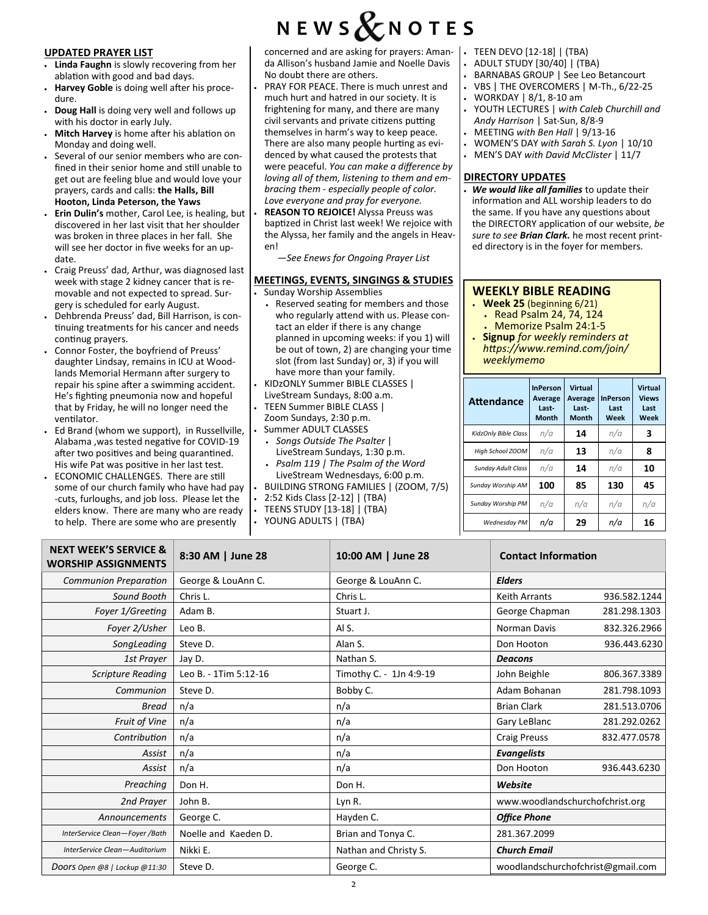# NEWS & NOTES

## UPDATED PRAYER LIST

- **Linda Faughn** is slowly recovering from her ablation with good and bad days.
- **Harvey Goble** is doing well after his procedure.
- **Doug Hall** is doing very well and follows up with his doctor in early July.
- **Mitch Harvey** is home after his ablation on Monday and doing well.
- Several of our senior members who are confined in their senior home and still unable to get out are feeling blue and would love your prayers, cards and calls: **the Halls, Bill Hooton, Linda Peterson, the Yaws**
- **Erin Dulin's** mother, Carol Lee, is healing, but discovered in her last visit that her shoulder was broken in three places in her fall. She will see her doctor in five weeks for an update.
- Craig Preuss' dad, Arthur, was diagnosed last week with stage 2 kidney cancer that is removable and not expected to spread. Surgery is scheduled for early August.
- Dehbrenda Preuss' dad, Bill Harrison, is continuing treatments for his cancer and needs continug prayers.
- Connor Foster, the boyfriend of Preuss' daughter Lindsay, remains in ICU at Woodlands Memorial Hermann after surgery to repair his spine after a swimming accident. He's fighting pneumonia now and hopeful that by Friday, he will no longer need the ventilator.
- Ed Brand (whom we support), in Russellville, Alabama ,was tested negative for COVID-19 after two positives and being quarantined. His wife Pat was positive in her last test.
- ECONOMIC CHALLENGES. There are still some of our church family who have had pay-cuts, furloughs, and job loss. Please let the elders know. There are many who are ready to help. There are some who are presently concerned and are asking for prayers: Amanda Allison's husband Jamie and Noelle Davis No doubt there are others.
- PRAY FOR PEACE. There is much unrest and much hurt and hatred in our society. It is frightening for many, and there are many civil servants and private citizens putting themselves in harm's way to keep peace. There are also many people hurting as evidenced by what caused the protests that were peaceful. *You can make a difference by loving all of them, listening to them and embracing them - especially people of color. Love everyone and pray for everyone.*
- **REASON TO REJOICE!** Alyssa Preuss was baptized in Christ last week! We rejoice with the Alyssa, her family and the angels in Heaven!

*—See Enews for Ongoing Prayer List*

## MEETINGS, EVENTS, SINGINGS & STUDIES

- Sunday Worship Assemblies
  - Reserved seating for members and those who regularly attend with us. Please contact an elder if there is any change planned in upcoming weeks: if you 1) will be out of town, 2) are changing your time slot (from last Sunday) or, 3) if you will have more than your family.
- KIDzONLY Summer BIBLE CLASSES | LiveStream Sundays, 8:00 a.m.
- TEEN Summer BIBLE CLASS | Zoom Sundays, 2:30 p.m.
- Summer ADULT CLASSES
  - *Songs Outside The Psalter* | LiveStream Sundays, 1:30 p.m.
  - *Psalm 119 | The Psalm of the Word* LiveStream Wednesdays, 6:00 p.m.
- BUILDING STRONG FAMILIES | (ZOOM, 7/5)
- 2:52 Kids Class [2-12] | (TBA)
- TEENS STUDY [13-18] | (TBA)
- YOUNG ADULTS | (TBA)
- TEEN DEVO [12-18] | (TBA)
- ADULT STUDY [30/40] | (TBA)
- BARNABAS GROUP | See Leo Betancourt
- VBS | THE OVERCOMERS | M-Th., 6/22-25
- WORKDAY | 8/1, 8-10 am
- YOUTH LECTURES | *with Caleb Churchill and Andy Harrison* | Sat-Sun, 8/8-9
- MEETING *with Ben Hall* | 9/13-16
- WOMEN'S DAY *with Sarah S. Lyon* | 10/10
- MEN'S DAY *with David McClister* | 11/7

## DIRECTORY UPDATES

- ***We would like all families*** to update their information and ALL worship leaders to do the same. If you have any questions about the DIRECTORY application of our website, *be sure to see **Brian Clark.*** he most recent printed directory is in the foyer for members.

## WEEKLY BIBLE READING

- **Week 25** (beginning 6/21)
  - Read Psalm 24, 74, 124
  - Memorize Psalm 24:1-5
- **Signup** *for weekly reminders at https://www.remind.com/join/weeklymemo*

| Attendance | InPerson Average Last-Month | Virtual Average Last-Month | InPerson Last Week | Virtual Views Last Week |
|---|---|---|---|---|
| *KidzOnly Bible Class* | *n/a* | **14** | *n/a* | **3** |
| *High School ZOOM* | *n/a* | **13** | *n/a* | **8** |
| *Sunday Adult Class* | *n/a* | **14** | *n/a* | **10** |
| *Sunday Worship AM* | **100** | **85** | **130** | **45** |
| *Sunday Worship PM* | *n/a* | *n/a* | *n/a* | *n/a* |
| *Wednesday PM* | *n/a* | **29** | *n/a* | **16** |

| NEXT WEEK'S SERVICE & WORSHIP ASSIGNMENTS | 8:30 AM \| June 28 | 10:00 AM \| June 28 |
|---|---|---|
| *Communion Preparation* | George & LouAnn C. | George & LouAnn C. |
| *Sound Booth* | Chris L. | Chris L. |
| *Foyer 1/Greeting* | Adam B. | Stuart J. |
| *Foyer 2/Usher* | Leo B. | Al S. |
| *SongLeading* | Steve D. | Alan S. |
| *1st Prayer* | Jay D. | Nathan S. |
| *Scripture Reading* | Leo B. - 1Tim 5:12-16 | Timothy C. - 1Jn 4:9-19 |
| *Communion* | Steve D. | Bobby C. |
| *Bread* | n/a | n/a |
| *Fruit of Vine* | n/a | n/a |
| *Contribution* | n/a | n/a |
| *Assist* | n/a | n/a |
| *Assist* | n/a | n/a |
| *Preaching* | Don H. | Don H. |
| *2nd Prayer* | John B. | Lyn R. |
| *Announcements* | George C. | Hayden C. |
| *InterService Clean—Foyer /Bath* | Noelle and Kaeden D. | Brian and Tonya C. |
| *InterService Clean—Auditorium* | Nikki E. | Nathan and Christy S. |
| *Doors Open @8 \| Lockup @11:30* | Steve D. | George C. |

| Contact Information | |
|---|---|
| ***Elders*** | |
| Keith Arrants | 936.582.1244 |
| George Chapman | 281.298.1303 |
| Norman Davis | 832.326.2966 |
| Don Hooton | 936.443.6230 |
| ***Deacons*** | |
| John Beighle | 806.367.3389 |
| Adam Bohanan | 281.798.1093 |
| Brian Clark | 281.513.0706 |
| Gary LeBlanc | 281.292.0262 |
| Craig Preuss | 832.477.0578 |
| ***Evangelists*** | |
| Don Hooton | 936.443.6230 |
| ***Website*** | |
| www.woodlandschurchofchrist.org | |
| ***Office Phone*** | |
| 281.367.2099 | |
| ***Church Email*** | |
| woodlandschurchofchrist@gmail.com | |